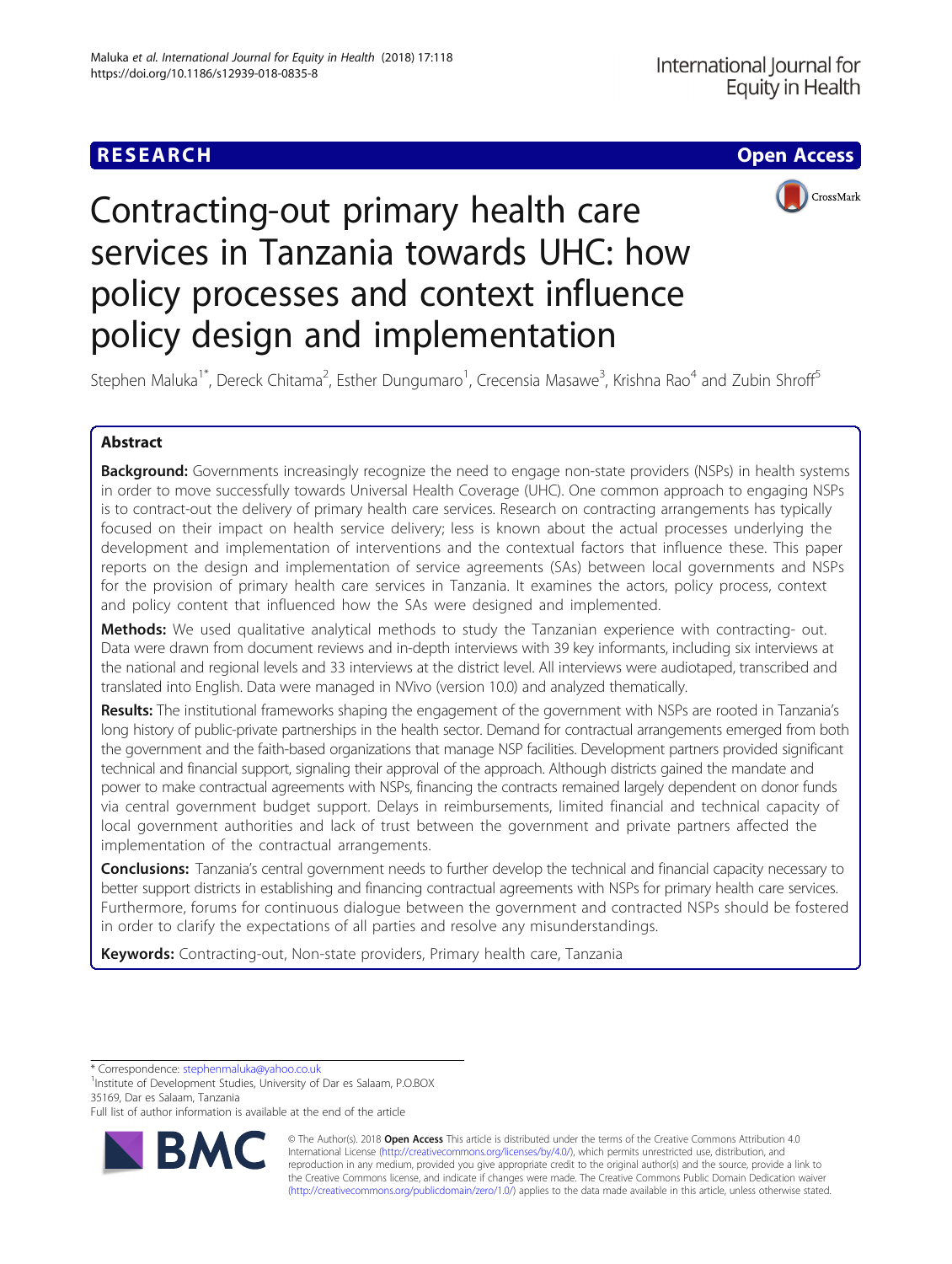RESEARCH

Open Access

# Contracting-out primary health care services in Tanzania towards UHC: how policy processes and context influence policy design and implementation

Stephen Maluka[1*], Dereck Chitama[2], Esther Dungumaro[1], Crecensia Masawe[3], Krishna Rao[4] and Zubin Shroff[5]

## Abstract

**Background:** Governments increasingly recognize the need to engage non-state providers (NSPs) in health systems in order to move successfully towards Universal Health Coverage (UHC). One common approach to engaging NSPs is to contract-out the delivery of primary health care services. Research on contracting arrangements has typically focused on their impact on health service delivery; less is known about the actual processes underlying the development and implementation of interventions and the contextual factors that influence these. This paper reports on the design and implementation of service agreements (SAs) between local governments and NSPs for the provision of primary health care services in Tanzania. It examines the actors, policy process, context and policy content that influenced how the SAs were designed and implemented.

**Methods:** We used qualitative analytical methods to study the Tanzanian experience with contracting- out. Data were drawn from document reviews and in-depth interviews with 39 key informants, including six interviews at the national and regional levels and 33 interviews at the district level. All interviews were audiotaped, transcribed and translated into English. Data were managed in NVivo (version 10.0) and analyzed thematically.

**Results:** The institutional frameworks shaping the engagement of the government with NSPs are rooted in Tanzania's long history of public-private partnerships in the health sector. Demand for contractual arrangements emerged from both the government and the faith-based organizations that manage NSP facilities. Development partners provided significant technical and financial support, signaling their approval of the approach. Although districts gained the mandate and power to make contractual agreements with NSPs, financing the contracts remained largely dependent on donor funds via central government budget support. Delays in reimbursements, limited financial and technical capacity of local government authorities and lack of trust between the government and private partners affected the implementation of the contractual arrangements.

**Conclusions:** Tanzania's central government needs to further develop the technical and financial capacity necessary to better support districts in establishing and financing contractual agreements with NSPs for primary health care services. Furthermore, forums for continuous dialogue between the government and contracted NSPs should be fostered in order to clarify the expectations of all parties and resolve any misunderstandings.

**Keywords:** Contracting-out, Non-state providers, Primary health care, Tanzania

---

\* Correspondence: stephenmaluka@yahoo.co.uk
[1]Institute of Development Studies, University of Dar es Salaam, P.O.BOX 35169, Dar es Salaam, Tanzania
Full list of author information is available at the end of the article

© The Author(s). 2018 **Open Access** This article is distributed under the terms of the Creative Commons Attribution 4.0 International License (http://creativecommons.org/licenses/by/4.0/), which permits unrestricted use, distribution, and reproduction in any medium, provided you give appropriate credit to the original author(s) and the source, provide a link to the Creative Commons license, and indicate if changes were made. The Creative Commons Public Domain Dedication waiver (http://creativecommons.org/publicdomain/zero/1.0/) applies to the data made available in this article, unless otherwise stated.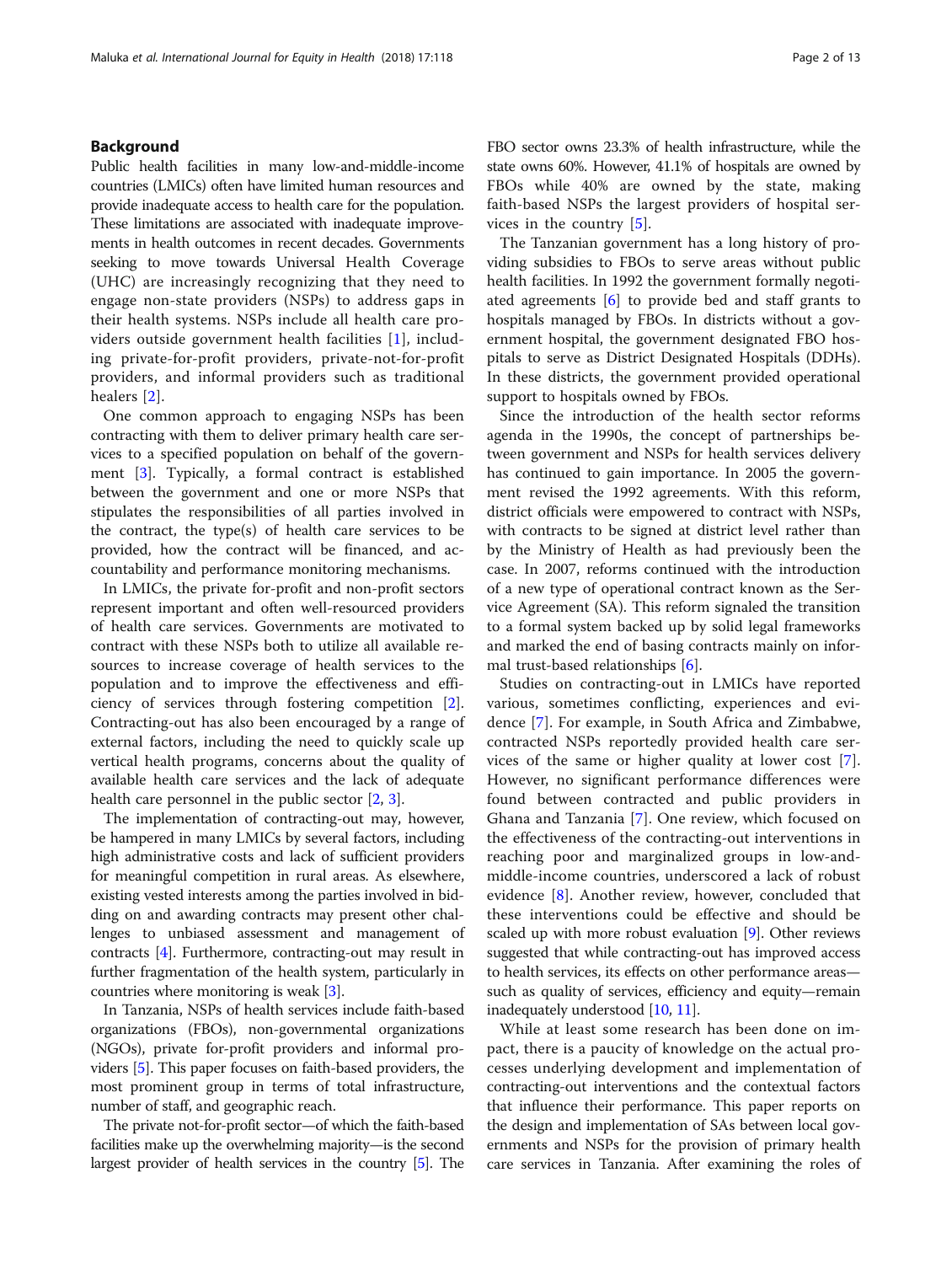## Background

Public health facilities in many low-and-middle-income countries (LMICs) often have limited human resources and provide inadequate access to health care for the population. These limitations are associated with inadequate improvements in health outcomes in recent decades. Governments seeking to move towards Universal Health Coverage (UHC) are increasingly recognizing that they need to engage non-state providers (NSPs) to address gaps in their health systems. NSPs include all health care providers outside government health facilities [1], including private-for-profit providers, private-not-for-profit providers, and informal providers such as traditional healers [2].

One common approach to engaging NSPs has been contracting with them to deliver primary health care services to a specified population on behalf of the government [3]. Typically, a formal contract is established between the government and one or more NSPs that stipulates the responsibilities of all parties involved in the contract, the type(s) of health care services to be provided, how the contract will be financed, and accountability and performance monitoring mechanisms.

In LMICs, the private for-profit and non-profit sectors represent important and often well-resourced providers of health care services. Governments are motivated to contract with these NSPs both to utilize all available resources to increase coverage of health services to the population and to improve the effectiveness and efficiency of services through fostering competition [2]. Contracting-out has also been encouraged by a range of external factors, including the need to quickly scale up vertical health programs, concerns about the quality of available health care services and the lack of adequate health care personnel in the public sector [2, 3].

The implementation of contracting-out may, however, be hampered in many LMICs by several factors, including high administrative costs and lack of sufficient providers for meaningful competition in rural areas. As elsewhere, existing vested interests among the parties involved in bidding on and awarding contracts may present other challenges to unbiased assessment and management of contracts [4]. Furthermore, contracting-out may result in further fragmentation of the health system, particularly in countries where monitoring is weak [3].

In Tanzania, NSPs of health services include faith-based organizations (FBOs), non-governmental organizations (NGOs), private for-profit providers and informal providers [5]. This paper focuses on faith-based providers, the most prominent group in terms of total infrastructure, number of staff, and geographic reach.

The private not-for-profit sector—of which the faith-based facilities make up the overwhelming majority—is the second largest provider of health services in the country [5]. The FBO sector owns 23.3% of health infrastructure, while the state owns 60%. However, 41.1% of hospitals are owned by FBOs while 40% are owned by the state, making faith-based NSPs the largest providers of hospital services in the country [5].

The Tanzanian government has a long history of providing subsidies to FBOs to serve areas without public health facilities. In 1992 the government formally negotiated agreements [6] to provide bed and staff grants to hospitals managed by FBOs. In districts without a government hospital, the government designated FBO hospitals to serve as District Designated Hospitals (DDHs). In these districts, the government provided operational support to hospitals owned by FBOs.

Since the introduction of the health sector reforms agenda in the 1990s, the concept of partnerships between government and NSPs for health services delivery has continued to gain importance. In 2005 the government revised the 1992 agreements. With this reform, district officials were empowered to contract with NSPs, with contracts to be signed at district level rather than by the Ministry of Health as had previously been the case. In 2007, reforms continued with the introduction of a new type of operational contract known as the Service Agreement (SA). This reform signaled the transition to a formal system backed up by solid legal frameworks and marked the end of basing contracts mainly on informal trust-based relationships [6].

Studies on contracting-out in LMICs have reported various, sometimes conflicting, experiences and evidence [7]. For example, in South Africa and Zimbabwe, contracted NSPs reportedly provided health care services of the same or higher quality at lower cost [7]. However, no significant performance differences were found between contracted and public providers in Ghana and Tanzania [7]. One review, which focused on the effectiveness of the contracting-out interventions in reaching poor and marginalized groups in low-and-middle-income countries, underscored a lack of robust evidence [8]. Another review, however, concluded that these interventions could be effective and should be scaled up with more robust evaluation [9]. Other reviews suggested that while contracting-out has improved access to health services, its effects on other performance areas—such as quality of services, efficiency and equity—remain inadequately understood [10, 11].

While at least some research has been done on impact, there is a paucity of knowledge on the actual processes underlying development and implementation of contracting-out interventions and the contextual factors that influence their performance. This paper reports on the design and implementation of SAs between local governments and NSPs for the provision of primary health care services in Tanzania. After examining the roles of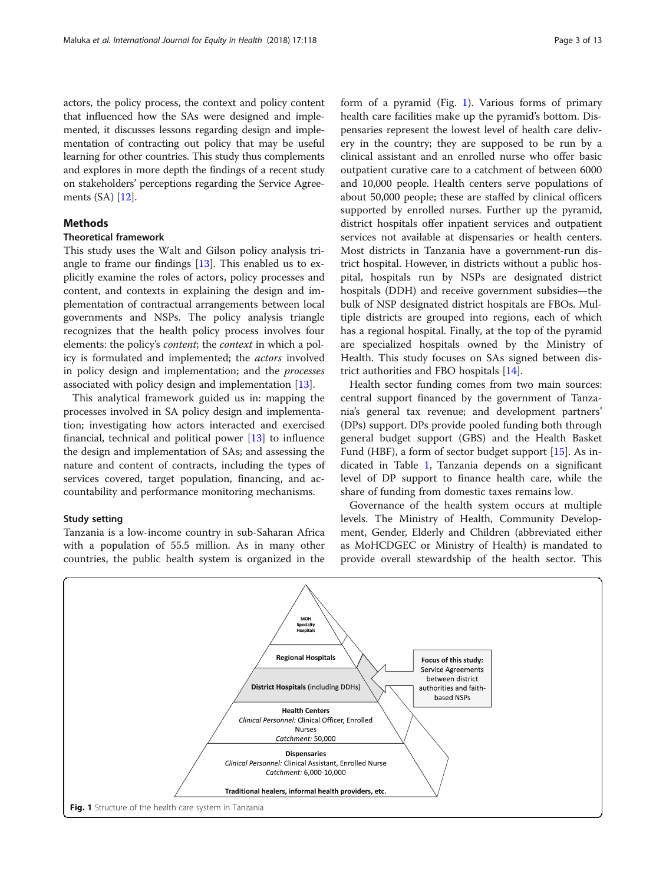actors, the policy process, the context and policy content that influenced how the SAs were designed and implemented, it discusses lessons regarding design and implementation of contracting out policy that may be useful learning for other countries. This study thus complements and explores in more depth the findings of a recent study on stakeholders' perceptions regarding the Service Agreements (SA) [12].

## Methods

### Theoretical framework

This study uses the Walt and Gilson policy analysis triangle to frame our findings [13]. This enabled us to explicitly examine the roles of actors, policy processes and content, and contexts in explaining the design and implementation of contractual arrangements between local governments and NSPs. The policy analysis triangle recognizes that the health policy process involves four elements: the policy's *content*; the *context* in which a policy is formulated and implemented; the *actors* involved in policy design and implementation; and the *processes* associated with policy design and implementation [13].

This analytical framework guided us in: mapping the processes involved in SA policy design and implementation; investigating how actors interacted and exercised financial, technical and political power [13] to influence the design and implementation of SAs; and assessing the nature and content of contracts, including the types of services covered, target population, financing, and accountability and performance monitoring mechanisms.

### Study setting

Tanzania is a low-income country in sub-Saharan Africa with a population of 55.5 million. As in many other countries, the public health system is organized in the form of a pyramid (Fig. 1). Various forms of primary health care facilities make up the pyramid's bottom. Dispensaries represent the lowest level of health care delivery in the country; they are supposed to be run by a clinical assistant and an enrolled nurse who offer basic outpatient curative care to a catchment of between 6000 and 10,000 people. Health centers serve populations of about 50,000 people; these are staffed by clinical officers supported by enrolled nurses. Further up the pyramid, district hospitals offer inpatient services and outpatient services not available at dispensaries or health centers. Most districts in Tanzania have a government-run district hospital. However, in districts without a public hospital, hospitals run by NSPs are designated district hospitals (DDH) and receive government subsidies—the bulk of NSP designated district hospitals are FBOs. Multiple districts are grouped into regions, each of which has a regional hospital. Finally, at the top of the pyramid are specialized hospitals owned by the Ministry of Health. This study focuses on SAs signed between district authorities and FBO hospitals [14].

Health sector funding comes from two main sources: central support financed by the government of Tanzania's general tax revenue; and development partners' (DPs) support. DPs provide pooled funding both through general budget support (GBS) and the Health Basket Fund (HBF), a form of sector budget support [15]. As indicated in Table 1, Tanzania depends on a significant level of DP support to finance health care, while the share of funding from domestic taxes remains low.

Governance of the health system occurs at multiple levels. The Ministry of Health, Community Development, Gender, Elderly and Children (abbreviated either as MoHCDGEC or Ministry of Health) is mandated to provide overall stewardship of the health sector. This

MOH Specialty Hospitals

Regional Hospitals

District Hospitals (including DDHs)

Health Centers
*Clinical Personnel:* Clinical Officer, Enrolled Nurses
*Catchment:* 50,000

Dispensaries
*Clinical Personnel:* Clinical Assistant, Enrolled Nurse
*Catchment:* 6,000-10,000

Traditional healers, informal health providers, etc.

**Focus of this study:** Service Agreements between district authorities and faith-based NSPs

**Fig. 1** Structure of the health care system in Tanzania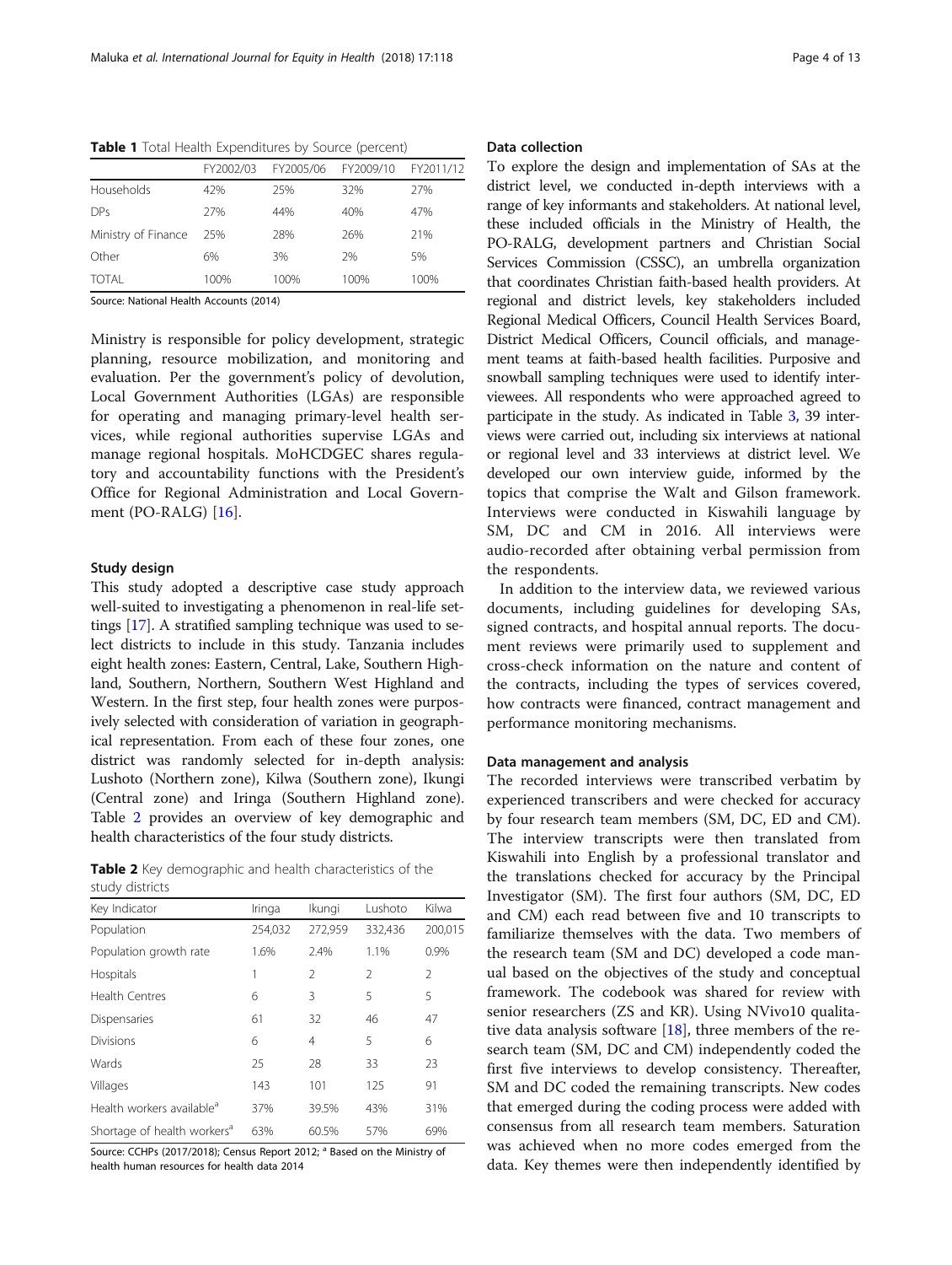**Table 1** Total Health Expenditures by Source (percent)

| | FY2002/03 | FY2005/06 | FY2009/10 | FY2011/12 |
|---|---|---|---|---|
| Households | 42% | 25% | 32% | 27% |
| DPs | 27% | 44% | 40% | 47% |
| Ministry of Finance | 25% | 28% | 26% | 21% |
| Other | 6% | 3% | 2% | 5% |
| TOTAL | 100% | 100% | 100% | 100% |

Source: National Health Accounts (2014)

Ministry is responsible for policy development, strategic planning, resource mobilization, and monitoring and evaluation. Per the government's policy of devolution, Local Government Authorities (LGAs) are responsible for operating and managing primary-level health services, while regional authorities supervise LGAs and manage regional hospitals. MoHCDGEC shares regulatory and accountability functions with the President's Office for Regional Administration and Local Government (PO-RALG) [16].

### Study design

This study adopted a descriptive case study approach well-suited to investigating a phenomenon in real-life settings [17]. A stratified sampling technique was used to select districts to include in this study. Tanzania includes eight health zones: Eastern, Central, Lake, Southern Highland, Southern, Northern, Southern West Highland and Western. In the first step, four health zones were purposively selected with consideration of variation in geographical representation. From each of these four zones, one district was randomly selected for in-depth analysis: Lushoto (Northern zone), Kilwa (Southern zone), Ikungi (Central zone) and Iringa (Southern Highland zone). Table 2 provides an overview of key demographic and health characteristics of the four study districts.

**Table 2** Key demographic and health characteristics of the study districts

| Key Indicator | Iringa | Ikungi | Lushoto | Kilwa |
|---|---|---|---|---|
| Population | 254,032 | 272,959 | 332,436 | 200,015 |
| Population growth rate | 1.6% | 2.4% | 1.1% | 0.9% |
| Hospitals | 1 | 2 | 2 | 2 |
| Health Centres | 6 | 3 | 5 | 5 |
| Dispensaries | 61 | 32 | 46 | 47 |
| Divisions | 6 | 4 | 5 | 6 |
| Wards | 25 | 28 | 33 | 23 |
| Villages | 143 | 101 | 125 | 91 |
| Health workers available[a] | 37% | 39.5% | 43% | 31% |
| Shortage of health workers[a] | 63% | 60.5% | 57% | 69% |

Source: CCHPs (2017/2018); Census Report 2012; [a] Based on the Ministry of health human resources for health data 2014

### Data collection

To explore the design and implementation of SAs at the district level, we conducted in-depth interviews with a range of key informants and stakeholders. At national level, these included officials in the Ministry of Health, the PO-RALG, development partners and Christian Social Services Commission (CSSC), an umbrella organization that coordinates Christian faith-based health providers. At regional and district levels, key stakeholders included Regional Medical Officers, Council Health Services Board, District Medical Officers, Council officials, and management teams at faith-based health facilities. Purposive and snowball sampling techniques were used to identify interviewees. All respondents who were approached agreed to participate in the study. As indicated in Table 3, 39 interviews were carried out, including six interviews at national or regional level and 33 interviews at district level. We developed our own interview guide, informed by the topics that comprise the Walt and Gilson framework. Interviews were conducted in Kiswahili language by SM, DC and CM in 2016. All interviews were audio-recorded after obtaining verbal permission from the respondents.

In addition to the interview data, we reviewed various documents, including guidelines for developing SAs, signed contracts, and hospital annual reports. The document reviews were primarily used to supplement and cross-check information on the nature and content of the contracts, including the types of services covered, how contracts were financed, contract management and performance monitoring mechanisms.

### Data management and analysis

The recorded interviews were transcribed verbatim by experienced transcribers and were checked for accuracy by four research team members (SM, DC, ED and CM). The interview transcripts were then translated from Kiswahili into English by a professional translator and the translations checked for accuracy by the Principal Investigator (SM). The first four authors (SM, DC, ED and CM) each read between five and 10 transcripts to familiarize themselves with the data. Two members of the research team (SM and DC) developed a code manual based on the objectives of the study and conceptual framework. The codebook was shared for review with senior researchers (ZS and KR). Using NVivo10 qualitative data analysis software [18], three members of the research team (SM, DC and CM) independently coded the first five interviews to develop consistency. Thereafter, SM and DC coded the remaining transcripts. New codes that emerged during the coding process were added with consensus from all research team members. Saturation was achieved when no more codes emerged from the data. Key themes were then independently identified by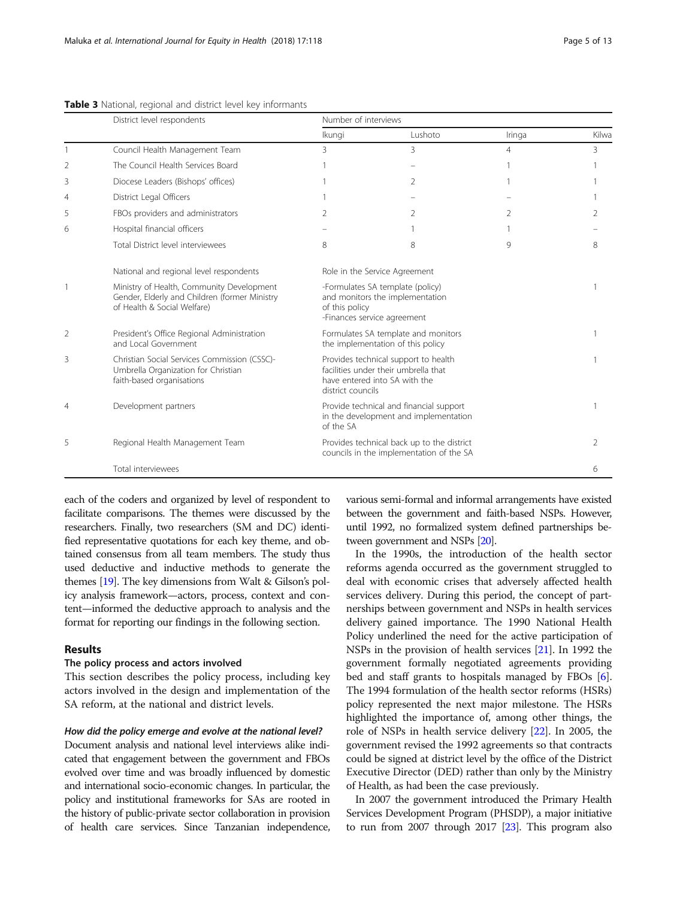**Table 3** National, regional and district level key informants

| | District level respondents | Number of interviews | | | |
|---|---|---|---|---|---|
| | | Ikungi | Lushoto | Iringa | Kilwa |
| 1 | Council Health Management Team | 3 | 3 | 4 | 3 |
| 2 | The Council Health Services Board | 1 | – | 1 | 1 |
| 3 | Diocese Leaders (Bishops' offices) | 1 | 2 | 1 | 1 |
| 4 | District Legal Officers | 1 | – | – | 1 |
| 5 | FBOs providers and administrators | 2 | 2 | 2 | 2 |
| 6 | Hospital financial officers | – | 1 | 1 | – |
| | Total District level interviewees | 8 | 8 | 9 | 8 |
| | National and regional level respondents | Role in the Service Agreement | | | |
| 1 | Ministry of Health, Community Development Gender, Elderly and Children (former Ministry of Health & Social Welfare) | -Formulates SA template (policy) and monitors the implementation of this policy<br>-Finances service agreement | | | 1 |
| 2 | President's Office Regional Administration and Local Government | Formulates SA template and monitors the implementation of this policy | | | 1 |
| 3 | Christian Social Services Commission (CSSC)- Umbrella Organization for Christian faith-based organisations | Provides technical support to health facilities under their umbrella that have entered into SA with the district councils | | | 1 |
| 4 | Development partners | Provide technical and financial support in the development and implementation of the SA | | | 1 |
| 5 | Regional Health Management Team | Provides technical back up to the district councils in the implementation of the SA | | | 2 |
| | Total interviewees | | | | 6 |

each of the coders and organized by level of respondent to facilitate comparisons. The themes were discussed by the researchers. Finally, two researchers (SM and DC) identified representative quotations for each key theme, and obtained consensus from all team members. The study thus used deductive and inductive methods to generate the themes [19]. The key dimensions from Walt & Gilson's policy analysis framework—actors, process, context and content—informed the deductive approach to analysis and the format for reporting our findings in the following section.

## Results

### The policy process and actors involved

This section describes the policy process, including key actors involved in the design and implementation of the SA reform, at the national and district levels.

#### *How did the policy emerge and evolve at the national level?*

Document analysis and national level interviews alike indicated that engagement between the government and FBOs evolved over time and was broadly influenced by domestic and international socio-economic changes. In particular, the policy and institutional frameworks for SAs are rooted in the history of public-private sector collaboration in provision of health care services. Since Tanzanian independence, various semi-formal and informal arrangements have existed between the government and faith-based NSPs. However, until 1992, no formalized system defined partnerships between government and NSPs [20].

In the 1990s, the introduction of the health sector reforms agenda occurred as the government struggled to deal with economic crises that adversely affected health services delivery. During this period, the concept of partnerships between government and NSPs in health services delivery gained importance. The 1990 National Health Policy underlined the need for the active participation of NSPs in the provision of health services [21]. In 1992 the government formally negotiated agreements providing bed and staff grants to hospitals managed by FBOs [6]. The 1994 formulation of the health sector reforms (HSRs) policy represented the next major milestone. The HSRs highlighted the importance of, among other things, the role of NSPs in health service delivery [22]. In 2005, the government revised the 1992 agreements so that contracts could be signed at district level by the office of the District Executive Director (DED) rather than only by the Ministry of Health, as had been the case previously.

In 2007 the government introduced the Primary Health Services Development Program (PHSDP), a major initiative to run from 2007 through 2017 [23]. This program also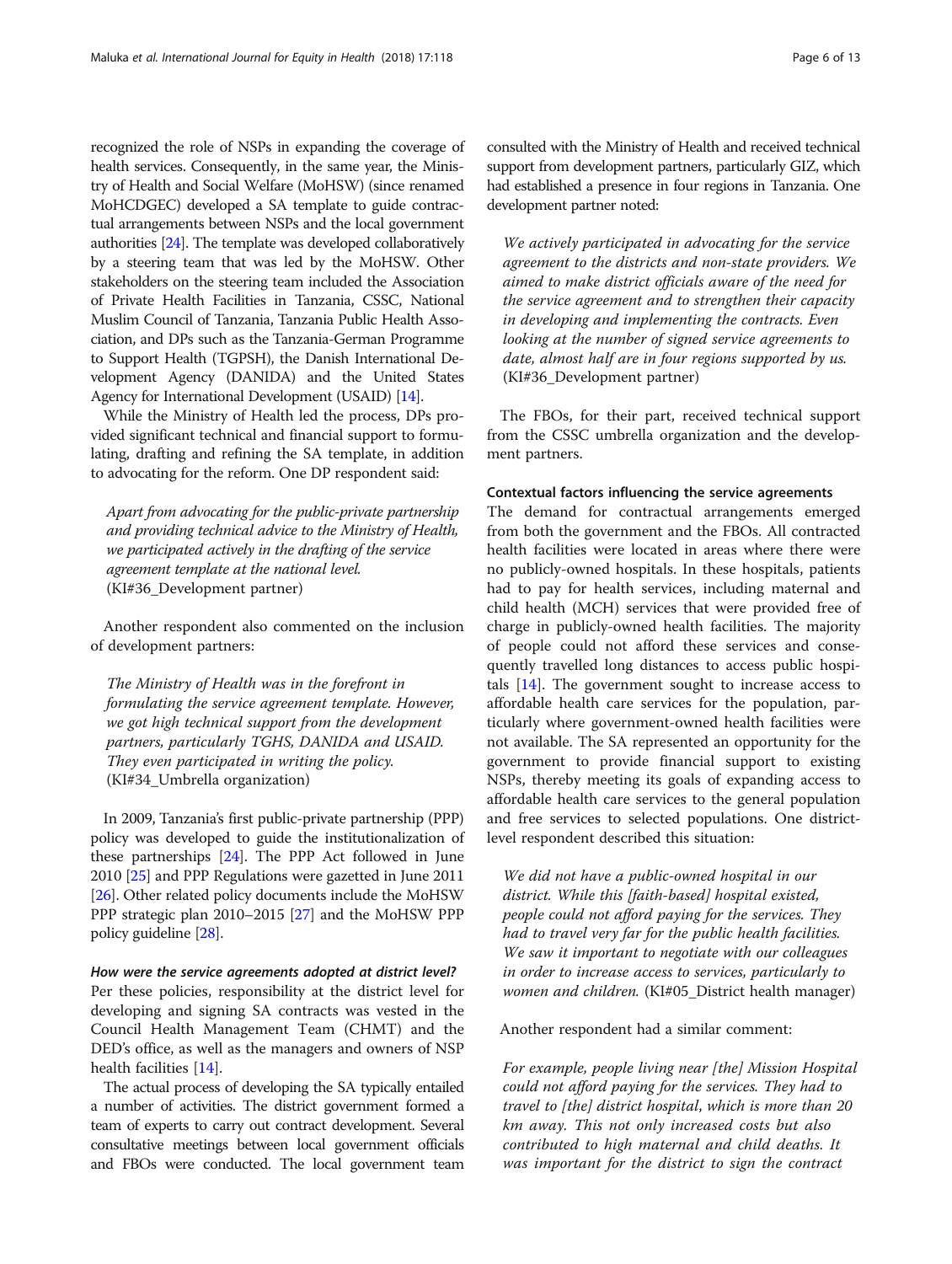recognized the role of NSPs in expanding the coverage of health services. Consequently, in the same year, the Ministry of Health and Social Welfare (MoHSW) (since renamed MoHCDGEC) developed a SA template to guide contractual arrangements between NSPs and the local government authorities [24]. The template was developed collaboratively by a steering team that was led by the MoHSW. Other stakeholders on the steering team included the Association of Private Health Facilities in Tanzania, CSSC, National Muslim Council of Tanzania, Tanzania Public Health Association, and DPs such as the Tanzania-German Programme to Support Health (TGPSH), the Danish International Development Agency (DANIDA) and the United States Agency for International Development (USAID) [14].

While the Ministry of Health led the process, DPs provided significant technical and financial support to formulating, drafting and refining the SA template, in addition to advocating for the reform. One DP respondent said:

> *Apart from advocating for the public-private partnership and providing technical advice to the Ministry of Health, we participated actively in the drafting of the service agreement template at the national level.* (KI#36_Development partner)

Another respondent also commented on the inclusion of development partners:

> *The Ministry of Health was in the forefront in formulating the service agreement template. However, we got high technical support from the development partners, particularly TGHS, DANIDA and USAID. They even participated in writing the policy.* (KI#34_Umbrella organization)

In 2009, Tanzania's first public-private partnership (PPP) policy was developed to guide the institutionalization of these partnerships [24]. The PPP Act followed in June 2010 [25] and PPP Regulations were gazetted in June 2011 [26]. Other related policy documents include the MoHSW PPP strategic plan 2010–2015 [27] and the MoHSW PPP policy guideline [28].

#### *How were the service agreements adopted at district level?*

Per these policies, responsibility at the district level for developing and signing SA contracts was vested in the Council Health Management Team (CHMT) and the DED's office, as well as the managers and owners of NSP health facilities [14].

The actual process of developing the SA typically entailed a number of activities. The district government formed a team of experts to carry out contract development. Several consultative meetings between local government officials and FBOs were conducted. The local government team consulted with the Ministry of Health and received technical support from development partners, particularly GIZ, which had established a presence in four regions in Tanzania. One development partner noted:

> *We actively participated in advocating for the service agreement to the districts and non-state providers. We aimed to make district officials aware of the need for the service agreement and to strengthen their capacity in developing and implementing the contracts. Even looking at the number of signed service agreements to date, almost half are in four regions supported by us.* (KI#36_Development partner)

The FBOs, for their part, received technical support from the CSSC umbrella organization and the development partners.

### Contextual factors influencing the service agreements

The demand for contractual arrangements emerged from both the government and the FBOs. All contracted health facilities were located in areas where there were no publicly-owned hospitals. In these hospitals, patients had to pay for health services, including maternal and child health (MCH) services that were provided free of charge in publicly-owned health facilities. The majority of people could not afford these services and consequently travelled long distances to access public hospitals [14]. The government sought to increase access to affordable health care services for the population, particularly where government-owned health facilities were not available. The SA represented an opportunity for the government to provide financial support to existing NSPs, thereby meeting its goals of expanding access to affordable health care services to the general population and free services to selected populations. One district-level respondent described this situation:

> *We did not have a public-owned hospital in our district. While this [faith-based] hospital existed, people could not afford paying for the services. They had to travel very far for the public health facilities. We saw it important to negotiate with our colleagues in order to increase access to services, particularly to women and children.* (KI#05_District health manager)

Another respondent had a similar comment:

> *For example, people living near [the] Mission Hospital could not afford paying for the services. They had to travel to [the] district hospital, which is more than 20 km away. This not only increased costs but also contributed to high maternal and child deaths. It was important for the district to sign the contract*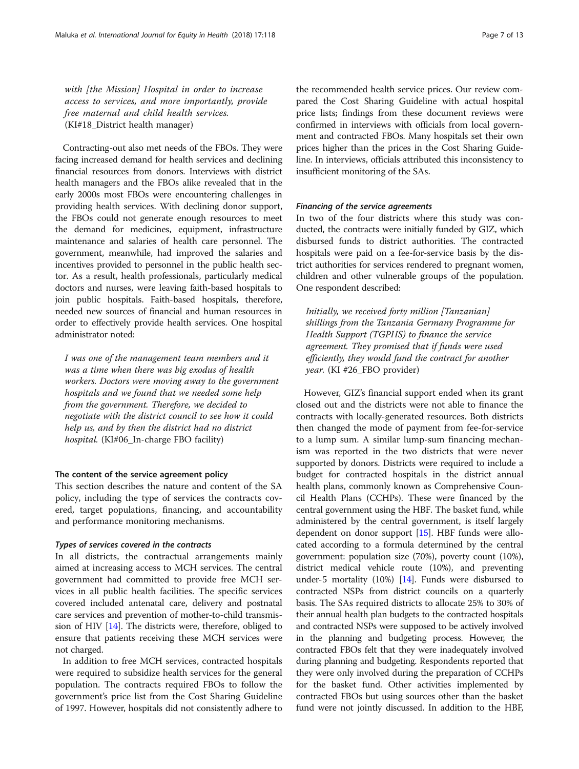*with [the Mission] Hospital in order to increase access to services, and more importantly, provide free maternal and child health services.* (KI#18_District health manager)

Contracting-out also met needs of the FBOs. They were facing increased demand for health services and declining financial resources from donors. Interviews with district health managers and the FBOs alike revealed that in the early 2000s most FBOs were encountering challenges in providing health services. With declining donor support, the FBOs could not generate enough resources to meet the demand for medicines, equipment, infrastructure maintenance and salaries of health care personnel. The government, meanwhile, had improved the salaries and incentives provided to personnel in the public health sector. As a result, health professionals, particularly medical doctors and nurses, were leaving faith-based hospitals to join public hospitals. Faith-based hospitals, therefore, needed new sources of financial and human resources in order to effectively provide health services. One hospital administrator noted:

*I was one of the management team members and it was a time when there was big exodus of health workers. Doctors were moving away to the government hospitals and we found that we needed some help from the government. Therefore, we decided to negotiate with the district council to see how it could help us, and by then the district had no district hospital.* (KI#06_In-charge FBO facility)

### The content of the service agreement policy

This section describes the nature and content of the SA policy, including the type of services the contracts covered, target populations, financing, and accountability and performance monitoring mechanisms.

#### *Types of services covered in the contracts*

In all districts, the contractual arrangements mainly aimed at increasing access to MCH services. The central government had committed to provide free MCH services in all public health facilities. The specific services covered included antenatal care, delivery and postnatal care services and prevention of mother-to-child transmission of HIV [14]. The districts were, therefore, obliged to ensure that patients receiving these MCH services were not charged.

In addition to free MCH services, contracted hospitals were required to subsidize health services for the general population. The contracts required FBOs to follow the government's price list from the Cost Sharing Guideline of 1997. However, hospitals did not consistently adhere to the recommended health service prices. Our review compared the Cost Sharing Guideline with actual hospital price lists; findings from these document reviews were confirmed in interviews with officials from local government and contracted FBOs. Many hospitals set their own prices higher than the prices in the Cost Sharing Guideline. In interviews, officials attributed this inconsistency to insufficient monitoring of the SAs.

#### *Financing of the service agreements*

In two of the four districts where this study was conducted, the contracts were initially funded by GIZ, which disbursed funds to district authorities. The contracted hospitals were paid on a fee-for-service basis by the district authorities for services rendered to pregnant women, children and other vulnerable groups of the population. One respondent described:

*Initially, we received forty million [Tanzanian] shillings from the Tanzania Germany Programme for Health Support (TGPHS) to finance the service agreement. They promised that if funds were used efficiently, they would fund the contract for another year.* (KI #26_FBO provider)

However, GIZ's financial support ended when its grant closed out and the districts were not able to finance the contracts with locally-generated resources. Both districts then changed the mode of payment from fee-for-service to a lump sum. A similar lump-sum financing mechanism was reported in the two districts that were never supported by donors. Districts were required to include a budget for contracted hospitals in the district annual health plans, commonly known as Comprehensive Council Health Plans (CCHPs). These were financed by the central government using the HBF. The basket fund, while administered by the central government, is itself largely dependent on donor support [15]. HBF funds were allocated according to a formula determined by the central government: population size (70%), poverty count (10%), district medical vehicle route (10%), and preventing under-5 mortality (10%) [14]. Funds were disbursed to contracted NSPs from district councils on a quarterly basis. The SAs required districts to allocate 25% to 30% of their annual health plan budgets to the contracted hospitals and contracted NSPs were supposed to be actively involved in the planning and budgeting process. However, the contracted FBOs felt that they were inadequately involved during planning and budgeting. Respondents reported that they were only involved during the preparation of CCHPs for the basket fund. Other activities implemented by contracted FBOs but using sources other than the basket fund were not jointly discussed. In addition to the HBF,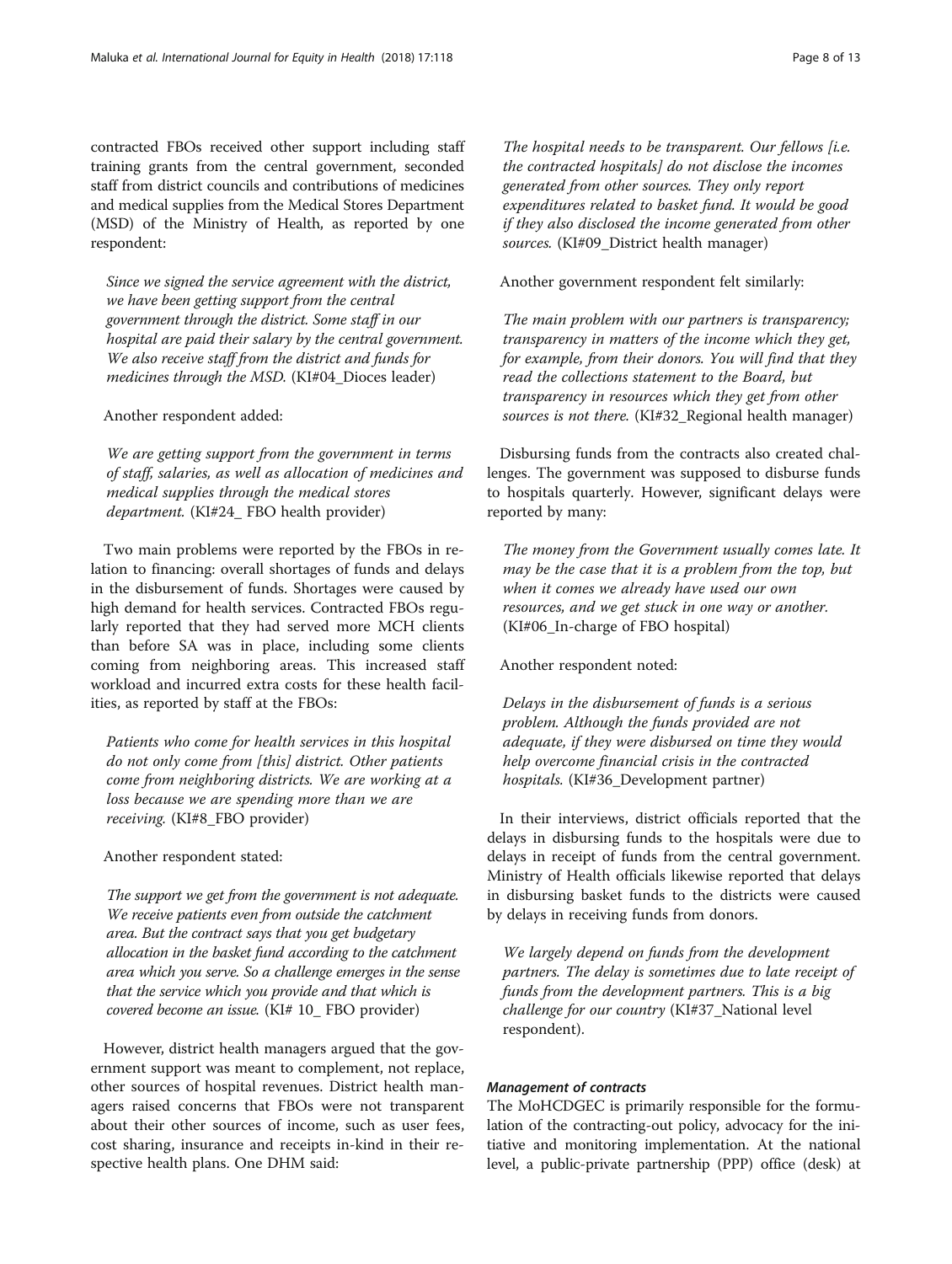contracted FBOs received other support including staff training grants from the central government, seconded staff from district councils and contributions of medicines and medical supplies from the Medical Stores Department (MSD) of the Ministry of Health, as reported by one respondent:

> *Since we signed the service agreement with the district, we have been getting support from the central government through the district. Some staff in our hospital are paid their salary by the central government. We also receive staff from the district and funds for medicines through the MSD.* (KI#04_Dioces leader)

Another respondent added:

> *We are getting support from the government in terms of staff, salaries, as well as allocation of medicines and medical supplies through the medical stores department.* (KI#24_ FBO health provider)

Two main problems were reported by the FBOs in relation to financing: overall shortages of funds and delays in the disbursement of funds. Shortages were caused by high demand for health services. Contracted FBOs regularly reported that they had served more MCH clients than before SA was in place, including some clients coming from neighboring areas. This increased staff workload and incurred extra costs for these health facilities, as reported by staff at the FBOs:

> *Patients who come for health services in this hospital do not only come from [this] district. Other patients come from neighboring districts. We are working at a loss because we are spending more than we are receiving.* (KI#8_FBO provider)

Another respondent stated:

> *The support we get from the government is not adequate. We receive patients even from outside the catchment area. But the contract says that you get budgetary allocation in the basket fund according to the catchment area which you serve. So a challenge emerges in the sense that the service which you provide and that which is covered become an issue.* (KI# 10_ FBO provider)

However, district health managers argued that the government support was meant to complement, not replace, other sources of hospital revenues. District health managers raised concerns that FBOs were not transparent about their other sources of income, such as user fees, cost sharing, insurance and receipts in-kind in their respective health plans. One DHM said:

> *The hospital needs to be transparent. Our fellows [i.e. the contracted hospitals] do not disclose the incomes generated from other sources. They only report expenditures related to basket fund. It would be good if they also disclosed the income generated from other sources.* (KI#09_District health manager)

Another government respondent felt similarly:

> *The main problem with our partners is transparency; transparency in matters of the income which they get, for example, from their donors. You will find that they read the collections statement to the Board, but transparency in resources which they get from other sources is not there.* (KI#32_Regional health manager)

Disbursing funds from the contracts also created challenges. The government was supposed to disburse funds to hospitals quarterly. However, significant delays were reported by many:

> *The money from the Government usually comes late. It may be the case that it is a problem from the top, but when it comes we already have used our own resources, and we get stuck in one way or another.* (KI#06_In-charge of FBO hospital)

Another respondent noted:

> *Delays in the disbursement of funds is a serious problem. Although the funds provided are not adequate, if they were disbursed on time they would help overcome financial crisis in the contracted hospitals.* (KI#36_Development partner)

In their interviews, district officials reported that the delays in disbursing funds to the hospitals were due to delays in receipt of funds from the central government. Ministry of Health officials likewise reported that delays in disbursing basket funds to the districts were caused by delays in receiving funds from donors.

> *We largely depend on funds from the development partners. The delay is sometimes due to late receipt of funds from the development partners. This is a big challenge for our country* (KI#37_National level respondent).

#### *Management of contracts*

The MoHCDGEC is primarily responsible for the formulation of the contracting-out policy, advocacy for the initiative and monitoring implementation. At the national level, a public-private partnership (PPP) office (desk) at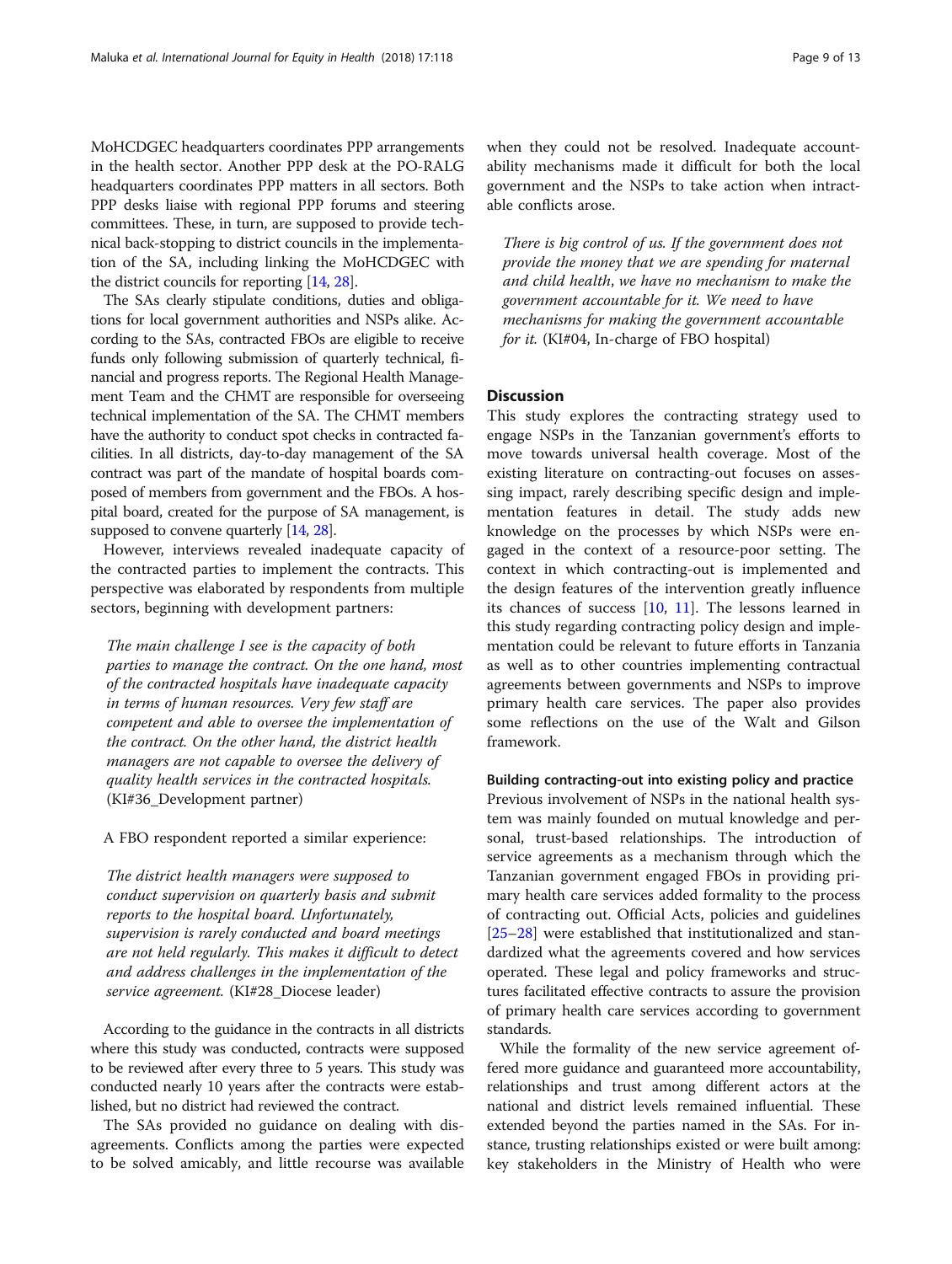MoHCDGEC headquarters coordinates PPP arrangements in the health sector. Another PPP desk at the PO-RALG headquarters coordinates PPP matters in all sectors. Both PPP desks liaise with regional PPP forums and steering committees. These, in turn, are supposed to provide technical back-stopping to district councils in the implementation of the SA, including linking the MoHCDGEC with the district councils for reporting [14, 28].

The SAs clearly stipulate conditions, duties and obligations for local government authorities and NSPs alike. According to the SAs, contracted FBOs are eligible to receive funds only following submission of quarterly technical, financial and progress reports. The Regional Health Management Team and the CHMT are responsible for overseeing technical implementation of the SA. The CHMT members have the authority to conduct spot checks in contracted facilities. In all districts, day-to-day management of the SA contract was part of the mandate of hospital boards composed of members from government and the FBOs. A hospital board, created for the purpose of SA management, is supposed to convene quarterly [14, 28].

However, interviews revealed inadequate capacity of the contracted parties to implement the contracts. This perspective was elaborated by respondents from multiple sectors, beginning with development partners:

> *The main challenge I see is the capacity of both parties to manage the contract. On the one hand, most of the contracted hospitals have inadequate capacity in terms of human resources. Very few staff are competent and able to oversee the implementation of the contract. On the other hand, the district health managers are not capable to oversee the delivery of quality health services in the contracted hospitals.* (KI#36_Development partner)

A FBO respondent reported a similar experience:

> *The district health managers were supposed to conduct supervision on quarterly basis and submit reports to the hospital board. Unfortunately, supervision is rarely conducted and board meetings are not held regularly. This makes it difficult to detect and address challenges in the implementation of the service agreement.* (KI#28_Diocese leader)

According to the guidance in the contracts in all districts where this study was conducted, contracts were supposed to be reviewed after every three to 5 years. This study was conducted nearly 10 years after the contracts were established, but no district had reviewed the contract.

The SAs provided no guidance on dealing with disagreements. Conflicts among the parties were expected to be solved amicably, and little recourse was available when they could not be resolved. Inadequate accountability mechanisms made it difficult for both the local government and the NSPs to take action when intractable conflicts arose.

> *There is big control of us. If the government does not provide the money that we are spending for maternal and child health, we have no mechanism to make the government accountable for it. We need to have mechanisms for making the government accountable for it.* (KI#04, In-charge of FBO hospital)

## Discussion

This study explores the contracting strategy used to engage NSPs in the Tanzanian government's efforts to move towards universal health coverage. Most of the existing literature on contracting-out focuses on assessing impact, rarely describing specific design and implementation features in detail. The study adds new knowledge on the processes by which NSPs were engaged in the context of a resource-poor setting. The context in which contracting-out is implemented and the design features of the intervention greatly influence its chances of success [10, 11]. The lessons learned in this study regarding contracting policy design and implementation could be relevant to future efforts in Tanzania as well as to other countries implementing contractual agreements between governments and NSPs to improve primary health care services. The paper also provides some reflections on the use of the Walt and Gilson framework.

### Building contracting-out into existing policy and practice

Previous involvement of NSPs in the national health system was mainly founded on mutual knowledge and personal, trust-based relationships. The introduction of service agreements as a mechanism through which the Tanzanian government engaged FBOs in providing primary health care services added formality to the process of contracting out. Official Acts, policies and guidelines [25–28] were established that institutionalized and standardized what the agreements covered and how services operated. These legal and policy frameworks and structures facilitated effective contracts to assure the provision of primary health care services according to government standards.

While the formality of the new service agreement offered more guidance and guaranteed more accountability, relationships and trust among different actors at the national and district levels remained influential. These extended beyond the parties named in the SAs. For instance, trusting relationships existed or were built among: key stakeholders in the Ministry of Health who were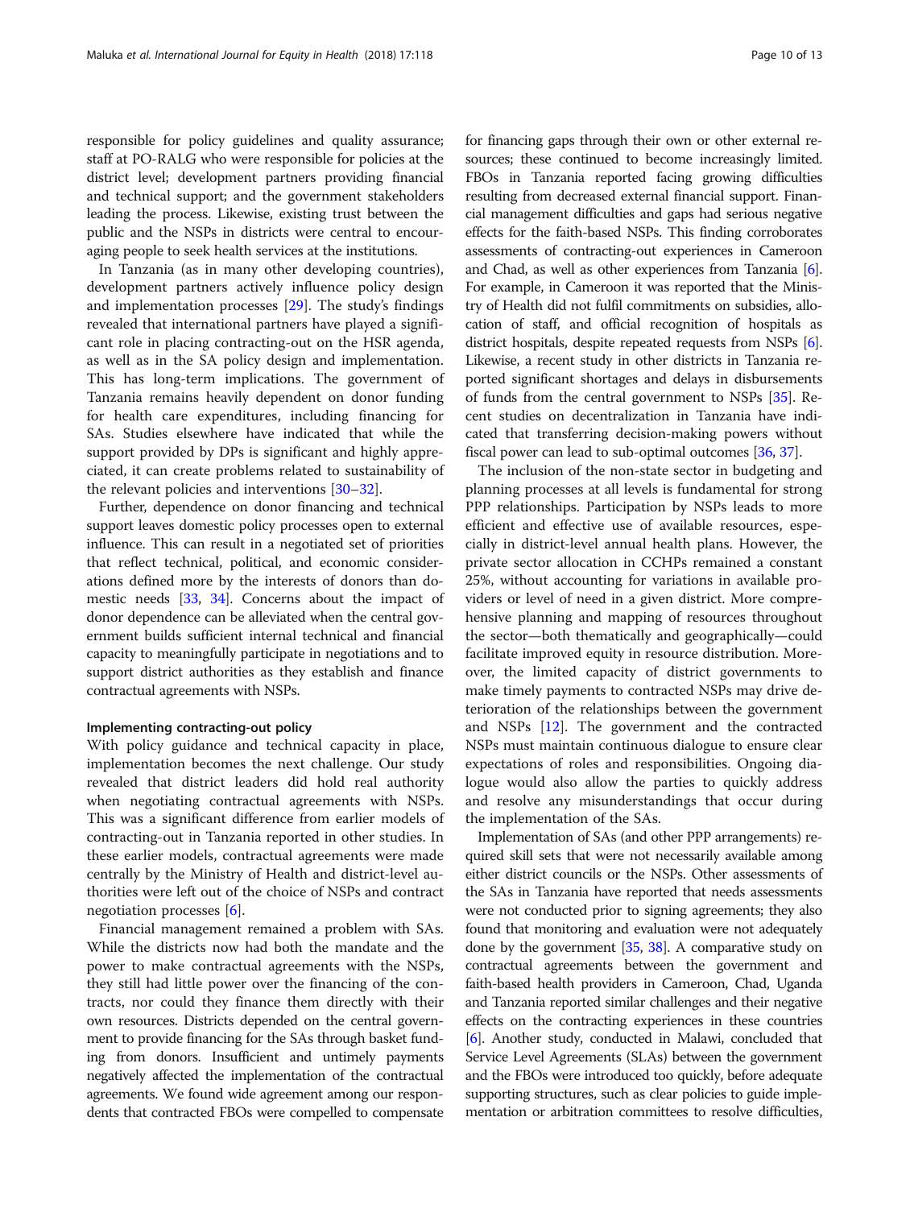responsible for policy guidelines and quality assurance; staff at PO-RALG who were responsible for policies at the district level; development partners providing financial and technical support; and the government stakeholders leading the process. Likewise, existing trust between the public and the NSPs in districts were central to encouraging people to seek health services at the institutions.

In Tanzania (as in many other developing countries), development partners actively influence policy design and implementation processes [29]. The study's findings revealed that international partners have played a significant role in placing contracting-out on the HSR agenda, as well as in the SA policy design and implementation. This has long-term implications. The government of Tanzania remains heavily dependent on donor funding for health care expenditures, including financing for SAs. Studies elsewhere have indicated that while the support provided by DPs is significant and highly appreciated, it can create problems related to sustainability of the relevant policies and interventions [30–32].

Further, dependence on donor financing and technical support leaves domestic policy processes open to external influence. This can result in a negotiated set of priorities that reflect technical, political, and economic considerations defined more by the interests of donors than domestic needs [33, 34]. Concerns about the impact of donor dependence can be alleviated when the central government builds sufficient internal technical and financial capacity to meaningfully participate in negotiations and to support district authorities as they establish and finance contractual agreements with NSPs.

#### Implementing contracting-out policy

With policy guidance and technical capacity in place, implementation becomes the next challenge. Our study revealed that district leaders did hold real authority when negotiating contractual agreements with NSPs. This was a significant difference from earlier models of contracting-out in Tanzania reported in other studies. In these earlier models, contractual agreements were made centrally by the Ministry of Health and district-level authorities were left out of the choice of NSPs and contract negotiation processes [6].

Financial management remained a problem with SAs. While the districts now had both the mandate and the power to make contractual agreements with the NSPs, they still had little power over the financing of the contracts, nor could they finance them directly with their own resources. Districts depended on the central government to provide financing for the SAs through basket funding from donors. Insufficient and untimely payments negatively affected the implementation of the contractual agreements. We found wide agreement among our respondents that contracted FBOs were compelled to compensate for financing gaps through their own or other external resources; these continued to become increasingly limited. FBOs in Tanzania reported facing growing difficulties resulting from decreased external financial support. Financial management difficulties and gaps had serious negative effects for the faith-based NSPs. This finding corroborates assessments of contracting-out experiences in Cameroon and Chad, as well as other experiences from Tanzania [6]. For example, in Cameroon it was reported that the Ministry of Health did not fulfil commitments on subsidies, allocation of staff, and official recognition of hospitals as district hospitals, despite repeated requests from NSPs [6]. Likewise, a recent study in other districts in Tanzania reported significant shortages and delays in disbursements of funds from the central government to NSPs [35]. Recent studies on decentralization in Tanzania have indicated that transferring decision-making powers without fiscal power can lead to sub-optimal outcomes [36, 37].

The inclusion of the non-state sector in budgeting and planning processes at all levels is fundamental for strong PPP relationships. Participation by NSPs leads to more efficient and effective use of available resources, especially in district-level annual health plans. However, the private sector allocation in CCHPs remained a constant 25%, without accounting for variations in available providers or level of need in a given district. More comprehensive planning and mapping of resources throughout the sector—both thematically and geographically—could facilitate improved equity in resource distribution. Moreover, the limited capacity of district governments to make timely payments to contracted NSPs may drive deterioration of the relationships between the government and NSPs [12]. The government and the contracted NSPs must maintain continuous dialogue to ensure clear expectations of roles and responsibilities. Ongoing dialogue would also allow the parties to quickly address and resolve any misunderstandings that occur during the implementation of the SAs.

Implementation of SAs (and other PPP arrangements) required skill sets that were not necessarily available among either district councils or the NSPs. Other assessments of the SAs in Tanzania have reported that needs assessments were not conducted prior to signing agreements; they also found that monitoring and evaluation were not adequately done by the government [35, 38]. A comparative study on contractual agreements between the government and faith-based health providers in Cameroon, Chad, Uganda and Tanzania reported similar challenges and their negative effects on the contracting experiences in these countries [6]. Another study, conducted in Malawi, concluded that Service Level Agreements (SLAs) between the government and the FBOs were introduced too quickly, before adequate supporting structures, such as clear policies to guide implementation or arbitration committees to resolve difficulties,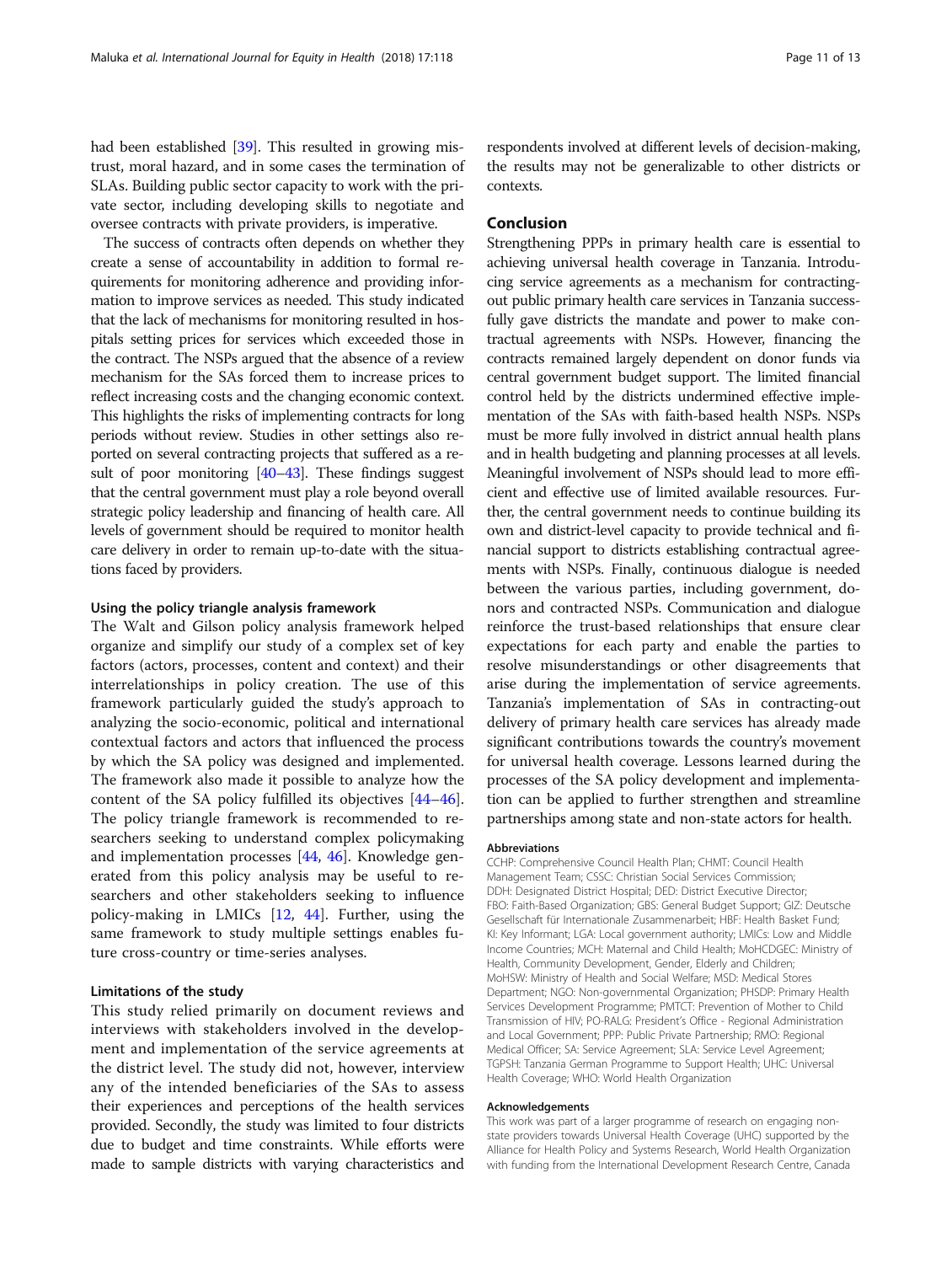had been established [39]. This resulted in growing mistrust, moral hazard, and in some cases the termination of SLAs. Building public sector capacity to work with the private sector, including developing skills to negotiate and oversee contracts with private providers, is imperative.

The success of contracts often depends on whether they create a sense of accountability in addition to formal requirements for monitoring adherence and providing information to improve services as needed. This study indicated that the lack of mechanisms for monitoring resulted in hospitals setting prices for services which exceeded those in the contract. The NSPs argued that the absence of a review mechanism for the SAs forced them to increase prices to reflect increasing costs and the changing economic context. This highlights the risks of implementing contracts for long periods without review. Studies in other settings also reported on several contracting projects that suffered as a result of poor monitoring [40–43]. These findings suggest that the central government must play a role beyond overall strategic policy leadership and financing of health care. All levels of government should be required to monitor health care delivery in order to remain up-to-date with the situations faced by providers.

### Using the policy triangle analysis framework

The Walt and Gilson policy analysis framework helped organize and simplify our study of a complex set of key factors (actors, processes, content and context) and their interrelationships in policy creation. The use of this framework particularly guided the study's approach to analyzing the socio-economic, political and international contextual factors and actors that influenced the process by which the SA policy was designed and implemented. The framework also made it possible to analyze how the content of the SA policy fulfilled its objectives [44–46]. The policy triangle framework is recommended to researchers seeking to understand complex policymaking and implementation processes [44, 46]. Knowledge generated from this policy analysis may be useful to researchers and other stakeholders seeking to influence policy-making in LMICs [12, 44]. Further, using the same framework to study multiple settings enables future cross-country or time-series analyses.

### Limitations of the study

This study relied primarily on document reviews and interviews with stakeholders involved in the development and implementation of the service agreements at the district level. The study did not, however, interview any of the intended beneficiaries of the SAs to assess their experiences and perceptions of the health services provided. Secondly, the study was limited to four districts due to budget and time constraints. While efforts were made to sample districts with varying characteristics and respondents involved at different levels of decision-making, the results may not be generalizable to other districts or contexts.

## Conclusion

Strengthening PPPs in primary health care is essential to achieving universal health coverage in Tanzania. Introducing service agreements as a mechanism for contracting-out public primary health care services in Tanzania successfully gave districts the mandate and power to make contractual agreements with NSPs. However, financing the contracts remained largely dependent on donor funds via central government budget support. The limited financial control held by the districts undermined effective implementation of the SAs with faith-based health NSPs. NSPs must be more fully involved in district annual health plans and in health budgeting and planning processes at all levels. Meaningful involvement of NSPs should lead to more efficient and effective use of limited available resources. Further, the central government needs to continue building its own and district-level capacity to provide technical and financial support to districts establishing contractual agreements with NSPs. Finally, continuous dialogue is needed between the various parties, including government, donors and contracted NSPs. Communication and dialogue reinforce the trust-based relationships that ensure clear expectations for each party and enable the parties to resolve misunderstandings or other disagreements that arise during the implementation of service agreements. Tanzania's implementation of SAs in contracting-out delivery of primary health care services has already made significant contributions towards the country's movement for universal health coverage. Lessons learned during the processes of the SA policy development and implementation can be applied to further strengthen and streamline partnerships among state and non-state actors for health.

#### Abbreviations

CCHP: Comprehensive Council Health Plan; CHMT: Council Health Management Team; CSSC: Christian Social Services Commission; DDH: Designated District Hospital; DED: District Executive Director; FBO: Faith-Based Organization; GBS: General Budget Support; GIZ: Deutsche Gesellschaft für Internationale Zusammenarbeit; HBF: Health Basket Fund; KI: Key Informant; LGA: Local government authority; LMICs: Low and Middle Income Countries; MCH: Maternal and Child Health; MoHCDGEC: Ministry of Health, Community Development, Gender, Elderly and Children; MoHSW: Ministry of Health and Social Welfare; MSD: Medical Stores Department; NGO: Non-governmental Organization; PHSDP: Primary Health Services Development Programme; PMTCT: Prevention of Mother to Child Transmission of HIV; PO-RALG: President's Office - Regional Administration and Local Government; PPP: Public Private Partnership; RMO: Regional Medical Officer; SA: Service Agreement; SLA: Service Level Agreement; TGPSH: Tanzania German Programme to Support Health; UHC: Universal Health Coverage; WHO: World Health Organization

#### Acknowledgements

This work was part of a larger programme of research on engaging non-state providers towards Universal Health Coverage (UHC) supported by the Alliance for Health Policy and Systems Research, World Health Organization with funding from the International Development Research Centre, Canada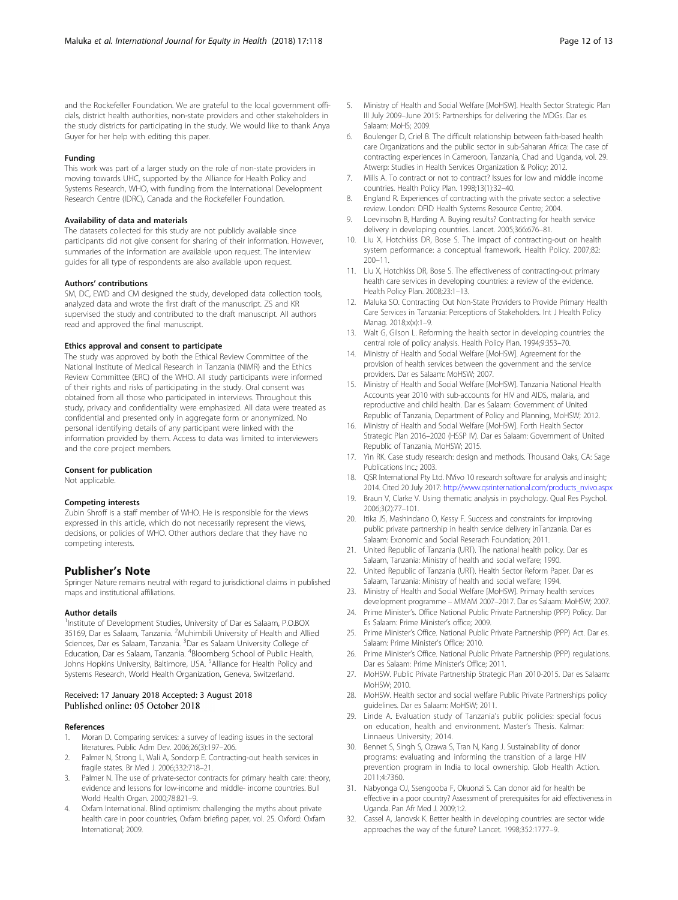and the Rockefeller Foundation. We are grateful to the local government officials, district health authorities, non-state providers and other stakeholders in the study districts for participating in the study. We would like to thank Anya Guyer for her help with editing this paper.

#### Funding

This work was part of a larger study on the role of non-state providers in moving towards UHC, supported by the Alliance for Health Policy and Systems Research, WHO, with funding from the International Development Research Centre (IDRC), Canada and the Rockefeller Foundation.

#### Availability of data and materials

The datasets collected for this study are not publicly available since participants did not give consent for sharing of their information. However, summaries of the information are available upon request. The interview guides for all type of respondents are also available upon request.

#### Authors' contributions

SM, DC, EWD and CM designed the study, developed data collection tools, analyzed data and wrote the first draft of the manuscript. ZS and KR supervised the study and contributed to the draft manuscript. All authors read and approved the final manuscript.

#### Ethics approval and consent to participate

The study was approved by both the Ethical Review Committee of the National Institute of Medical Research in Tanzania (NIMR) and the Ethics Review Committee (ERC) of the WHO. All study participants were informed of their rights and risks of participating in the study. Oral consent was obtained from all those who participated in interviews. Throughout this study, privacy and confidentiality were emphasized. All data were treated as confidential and presented only in aggregate form or anonymized. No personal identifying details of any participant were linked with the information provided by them. Access to data was limited to interviewers and the core project members.

#### Consent for publication

Not applicable.

#### Competing interests

Zubin Shroff is a staff member of WHO. He is responsible for the views expressed in this article, which do not necessarily represent the views, decisions, or policies of WHO. Other authors declare that they have no competing interests.

## Publisher's Note

Springer Nature remains neutral with regard to jurisdictional claims in published maps and institutional affiliations.

#### Author details

[1]Institute of Development Studies, University of Dar es Salaam, P.O.BOX 35169, Dar es Salaam, Tanzania. [2]Muhimbili University of Health and Allied Sciences, Dar es Salaam, Tanzania. [3]Dar es Salaam University College of Education, Dar es Salaam, Tanzania. [4]Bloomberg School of Public Health, Johns Hopkins University, Baltimore, USA. [5]Alliance for Health Policy and Systems Research, World Health Organization, Geneva, Switzerland.

Received: 17 January 2018 Accepted: 3 August 2018
Published online: 05 October 2018

#### References

1. Moran D. Comparing services: a survey of leading issues in the sectoral literatures. Public Adm Dev. 2006;26(3):197–206.
2. Palmer N, Strong L, Wali A, Sondorp E. Contracting-out health services in fragile states. Br Med J. 2006;332:718–21.
3. Palmer N. The use of private-sector contracts for primary health care: theory, evidence and lessons for low-income and middle- income countries. Bull World Health Organ. 2000;78:821–9.
4. Oxfam International. Blind optimism: challenging the myths about private health care in poor countries, Oxfam briefing paper, vol. 25. Oxford: Oxfam International; 2009.
5. Ministry of Health and Social Welfare [MoHSW]. Health Sector Strategic Plan III July 2009–June 2015: Partnerships for delivering the MDGs. Dar es Salaam: MoHS; 2009.
6. Boulenger D, Criel B. The difficult relationship between faith-based health care Organizations and the public sector in sub-Saharan Africa: The case of contracting experiences in Cameroon, Tanzania, Chad and Uganda, vol. 29. Atwerp: Studies in Health Services Organization & Policy; 2012.
7. Mills A. To contract or not to contract? Issues for low and middle income countries. Health Policy Plan. 1998;13(1):32–40.
8. England R. Experiences of contracting with the private sector: a selective review. London: DFID Health Systems Resource Centre; 2004.
9. Loevinsohn B, Harding A. Buying results? Contracting for health service delivery in developing countries. Lancet. 2005;366:676–81.
10. Liu X, Hotchkiss DR, Bose S. The impact of contracting-out on health system performance: a conceptual framework. Health Policy. 2007;82:200–11.
11. Liu X, Hotchkiss DR, Bose S. The effectiveness of contracting-out primary health care services in developing countries: a review of the evidence. Health Policy Plan. 2008;23:1–13.
12. Maluka SO. Contracting Out Non-State Providers to Provide Primary Health Care Services in Tanzania: Perceptions of Stakeholders. Int J Health Policy Manag. 2018;x(x):1–9.
13. Walt G, Gilson L. Reforming the health sector in developing countries: the central role of policy analysis. Health Policy Plan. 1994;9:353–70.
14. Ministry of Health and Social Welfare [MoHSW]. Agreement for the provision of health services between the government and the service providers. Dar es Salaam: MoHSW; 2007.
15. Ministry of Health and Social Welfare [MoHSW]. Tanzania National Health Accounts year 2010 with sub-accounts for HIV and AIDS, malaria, and reproductive and child health. Dar es Salaam: Government of United Republic of Tanzania, Department of Policy and Planning, MoHSW; 2012.
16. Ministry of Health and Social Welfare [MoHSW]. Forth Health Sector Strategic Plan 2016–2020 (HSSP IV). Dar es Salaam: Government of United Republic of Tanzania, MoHSW; 2015.
17. Yin RK. Case study research: design and methods. Thousand Oaks, CA: Sage Publications Inc.; 2003.
18. QSR International Pty Ltd. NVivo 10 research software for analysis and insight; 2014. Cited 20 July 2017: http://www.qsrinternational.com/products_nvivo.aspx
19. Braun V, Clarke V. Using thematic analysis in psychology. Qual Res Psychol. 2006;3(2):77–101.
20. Itika JS, Mashindano O, Kessy F. Success and constraints for improving public private partnership in health service delivery inTanzania. Dar es Salaam: Exonomic and Social Reserach Foundation; 2011.
21. United Republic of Tanzania (URT). The national health policy. Dar es Salaam, Tanzania: Ministry of health and social welfare; 1990.
22. United Republic of Tanzania (URT). Health Sector Reform Paper. Dar es Salaam, Tanzania: Ministry of health and social welfare; 1994.
23. Ministry of Health and Social Welfare [MoHSW]. Primary health services development programme – MMAM 2007–2017. Dar es Salaam: MoHSW; 2007.
24. Prime Minister's. Office National Public Private Partnership (PPP) Policy. Dar Es Salaam: Prime Minister's office; 2009.
25. Prime Minister's Office. National Public Private Partnership (PPP) Act. Dar es. Salaam: Prime Minister's Office; 2010.
26. Prime Minister's Office. National Public Private Partnership (PPP) regulations. Dar es Salaam: Prime Minister's Office; 2011.
27. MoHSW. Public Private Partnership Strategic Plan 2010-2015. Dar es Salaam: MoHSW; 2010.
28. MoHSW. Health sector and social welfare Public Private Partnerships policy guidelines. Dar es Salaam: MoHSW; 2011.
29. Linde A. Evaluation study of Tanzania's public policies: special focus on education, health and environment. Master's Thesis. Kalmar: Linnaeus University; 2014.
30. Bennet S, Singh S, Ozawa S, Tran N, Kang J. Sustainability of donor programs: evaluating and informing the transition of a large HIV prevention program in India to local ownership. Glob Health Action. 2011;4:7360.
31. Nabyonga OJ, Ssengooba F, Okuonzi S. Can donor aid for health be effective in a poor country? Assessment of prerequisites for aid effectiveness in Uganda. Pan Afr Med J. 2009;1:2.
32. Cassel A, Janovsk K. Better health in developing countries: are sector wide approaches the way of the future? Lancet. 1998;352:1777–9.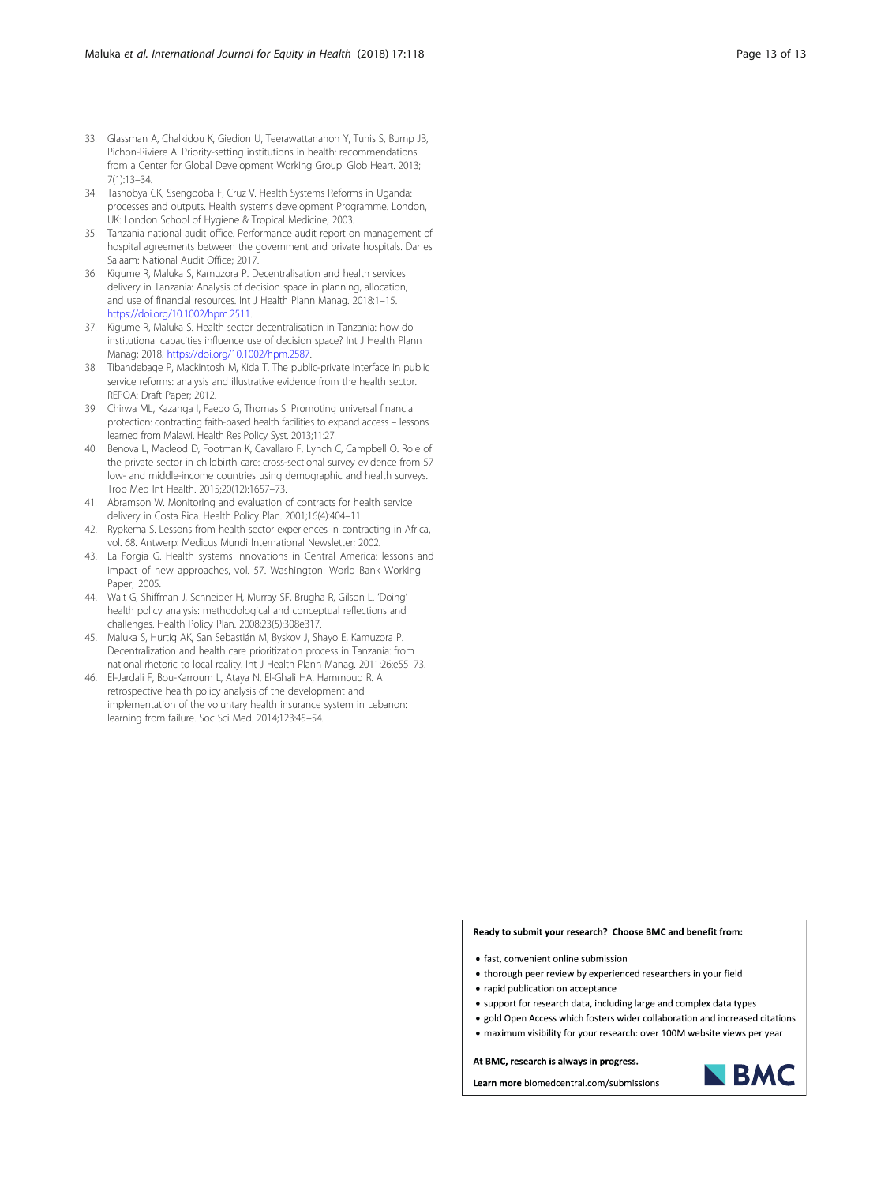33. Glassman A, Chalkidou K, Giedion U, Teerawattananon Y, Tunis S, Bump JB, Pichon-Riviere A. Priority-setting institutions in health: recommendations from a Center for Global Development Working Group. Glob Heart. 2013; 7(1):13–34.
34. Tashobya CK, Ssengooba F, Cruz V. Health Systems Reforms in Uganda: processes and outputs. Health systems development Programme. London, UK: London School of Hygiene & Tropical Medicine; 2003.
35. Tanzania national audit office. Performance audit report on management of hospital agreements between the government and private hospitals. Dar es Salaam: National Audit Office; 2017.
36. Kigume R, Maluka S, Kamuzora P. Decentralisation and health services delivery in Tanzania: Analysis of decision space in planning, allocation, and use of financial resources. Int J Health Plann Manag. 2018:1–15. https://doi.org/10.1002/hpm.2511.
37. Kigume R, Maluka S. Health sector decentralisation in Tanzania: how do institutional capacities influence use of decision space? Int J Health Plann Manag; 2018. https://doi.org/10.1002/hpm.2587.
38. Tibandebage P, Mackintosh M, Kida T. The public-private interface in public service reforms: analysis and illustrative evidence from the health sector. REPOA: Draft Paper; 2012.
39. Chirwa ML, Kazanga I, Faedo G, Thomas S. Promoting universal financial protection: contracting faith-based health facilities to expand access – lessons learned from Malawi. Health Res Policy Syst. 2013;11:27.
40. Benova L, Macleod D, Footman K, Cavallaro F, Lynch C, Campbell O. Role of the private sector in childbirth care: cross-sectional survey evidence from 57 low- and middle-income countries using demographic and health surveys. Trop Med Int Health. 2015;20(12):1657–73.
41. Abramson W. Monitoring and evaluation of contracts for health service delivery in Costa Rica. Health Policy Plan. 2001;16(4):404–11.
42. Rypkema S. Lessons from health sector experiences in contracting in Africa, vol. 68. Antwerp: Medicus Mundi International Newsletter; 2002.
43. La Forgia G. Health systems innovations in Central America: lessons and impact of new approaches, vol. 57. Washington: World Bank Working Paper; 2005.
44. Walt G, Shiffman J, Schneider H, Murray SF, Brugha R, Gilson L. 'Doing' health policy analysis: methodological and conceptual reflections and challenges. Health Policy Plan. 2008;23(5):308e317.
45. Maluka S, Hurtig AK, San Sebastián M, Byskov J, Shayo E, Kamuzora P. Decentralization and health care prioritization process in Tanzania: from national rhetoric to local reality. Int J Health Plann Manag. 2011;26:e55–73.
46. El-Jardali F, Bou-Karroum L, Ataya N, El-Ghali HA, Hammoud R. A retrospective health policy analysis of the development and implementation of the voluntary health insurance system in Lebanon: learning from failure. Soc Sci Med. 2014;123:45–54.

**Ready to submit your research? Choose BMC and benefit from:**

- fast, convenient online submission
- thorough peer review by experienced researchers in your field
- rapid publication on acceptance
- support for research data, including large and complex data types
- gold Open Access which fosters wider collaboration and increased citations
- maximum visibility for your research: over 100M website views per year

**At BMC, research is always in progress.**

**Learn more** biomedcentral.com/submissions

BMC